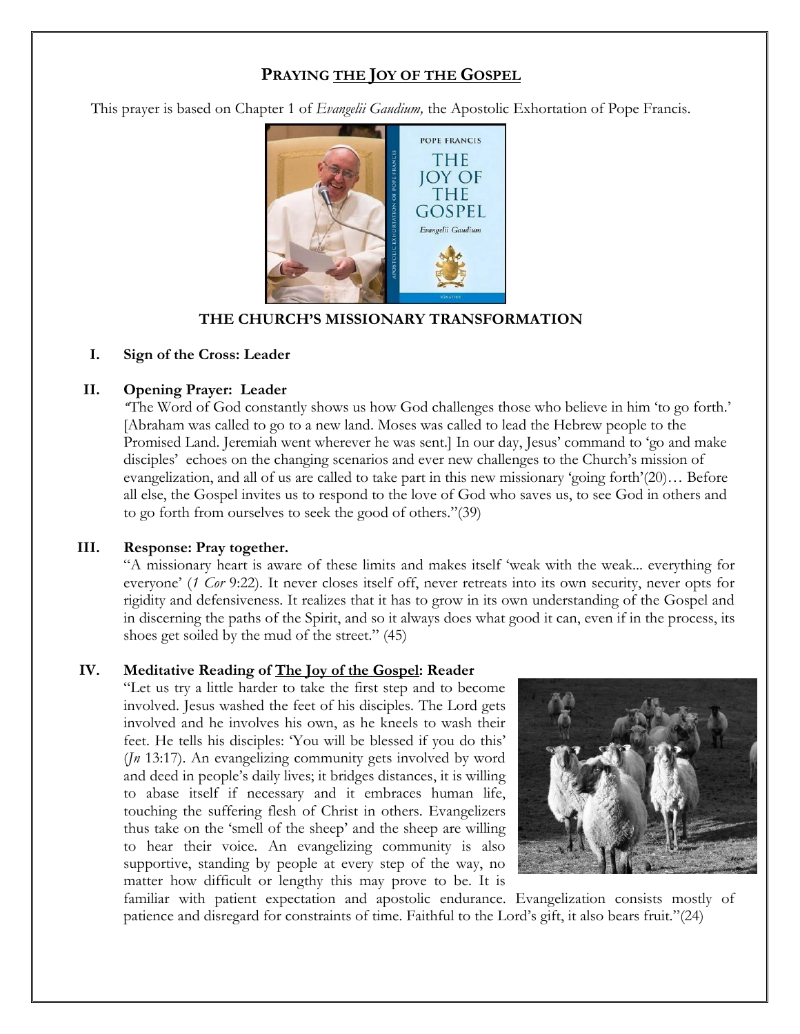# PRAYING THE JOY OF THE GOSPEL

This prayer is based on Chapter 1 of *Evangelii Gaudium,* the Apostolic Exhortation of Pope Francis.

## THE CHURCH'S MISSIONARY TRANSFORMATION

**I. Sign of the Cross: Leader**

**II. Opening Prayer: Leader**

"The Word of God constantly shows us how God challenges those who believe in him 'to go forth.' [Abraham was called to go to a new land. Moses was called to lead the Hebrew people to the Promised Land. Jeremiah went wherever he was sent.] In our day, Jesus' command to 'go and make disciples' echoes on the changing scenarios and ever new challenges to the Church's mission of evangelization, and all of us are called to take part in this new missionary 'going forth'(20)… Before all else, the Gospel invites us to respond to the love of God who saves us, to see God in others and to go forth from ourselves to seek the good of others."(39)

**III. Response: Pray together.**

"A missionary heart is aware of these limits and makes itself 'weak with the weak... everything for everyone' (*1 Cor* 9:22). It never closes itself off, never retreats into its own security, never opts for rigidity and defensiveness. It realizes that it has to grow in its own understanding of the Gospel and in discerning the paths of the Spirit, and so it always does what good it can, even if in the process, its shoes get soiled by the mud of the street." (45)

**IV. Meditative Reading of The Joy of the Gospel: Reader**

"Let us try a little harder to take the first step and to become involved. Jesus washed the feet of his disciples. The Lord gets involved and he involves his own, as he kneels to wash their feet. He tells his disciples: 'You will be blessed if you do this' (*Jn* 13:17). An evangelizing community gets involved by word and deed in people's daily lives; it bridges distances, it is willing to abase itself if necessary and it embraces human life, touching the suffering flesh of Christ in others. Evangelizers thus take on the 'smell of the sheep' and the sheep are willing to hear their voice. An evangelizing community is also supportive, standing by people at every step of the way, no matter how difficult or lengthy this may prove to be. It is familiar with patient expectation and apostolic endurance. Evangelization consists mostly of patience and disregard for constraints of time. Faithful to the Lord's gift, it also bears fruit."(24)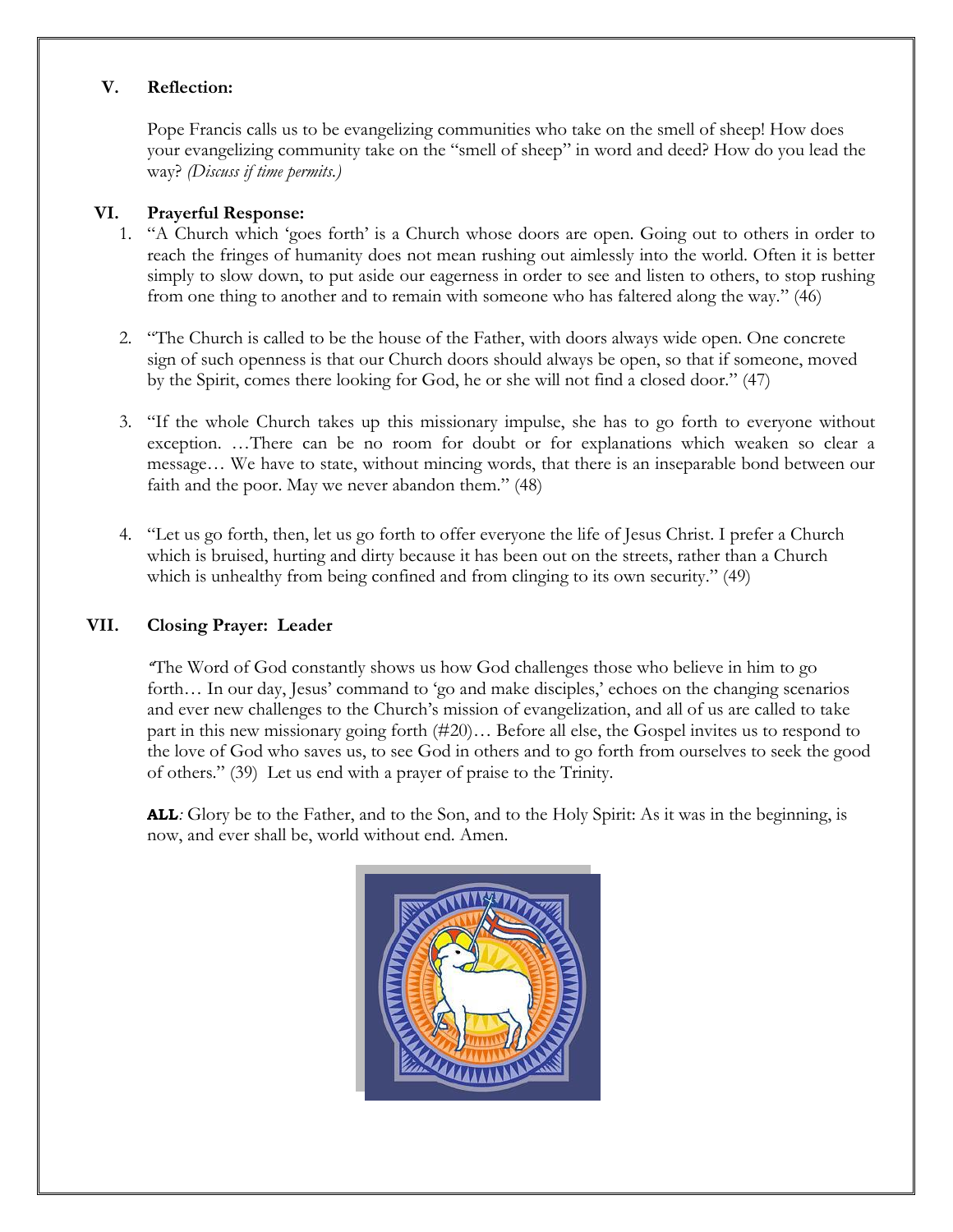## V. Reflection:

Pope Francis calls us to be evangelizing communities who take on the smell of sheep! How does your evangelizing community take on the "smell of sheep" in word and deed? How do you lead the way? *(Discuss if time permits.)*

## VI. Prayerful Response:

1. "A Church which 'goes forth' is a Church whose doors are open. Going out to others in order to reach the fringes of humanity does not mean rushing out aimlessly into the world. Often it is better simply to slow down, to put aside our eagerness in order to see and listen to others, to stop rushing from one thing to another and to remain with someone who has faltered along the way." (46)

2. "The Church is called to be the house of the Father, with doors always wide open. One concrete sign of such openness is that our Church doors should always be open, so that if someone, moved by the Spirit, comes there looking for God, he or she will not find a closed door." (47)

3. "If the whole Church takes up this missionary impulse, she has to go forth to everyone without exception. …There can be no room for doubt or for explanations which weaken so clear a message… We have to state, without mincing words, that there is an inseparable bond between our faith and the poor. May we never abandon them." (48)

4. "Let us go forth, then, let us go forth to offer everyone the life of Jesus Christ. I prefer a Church which is bruised, hurting and dirty because it has been out on the streets, rather than a Church which is unhealthy from being confined and from clinging to its own security." (49)

## VII. Closing Prayer: Leader

*"*The Word of God constantly shows us how God challenges those who believe in him to go forth… In our day, Jesus' command to 'go and make disciples,' echoes on the changing scenarios and ever new challenges to the Church's mission of evangelization, and all of us are called to take part in this new missionary going forth (#20)… Before all else, the Gospel invites us to respond to the love of God who saves us, to see God in others and to go forth from ourselves to seek the good of others." (39) Let us end with a prayer of praise to the Trinity.

**ALL***:* Glory be to the Father, and to the Son, and to the Holy Spirit: As it was in the beginning, is now, and ever shall be, world without end. Amen.